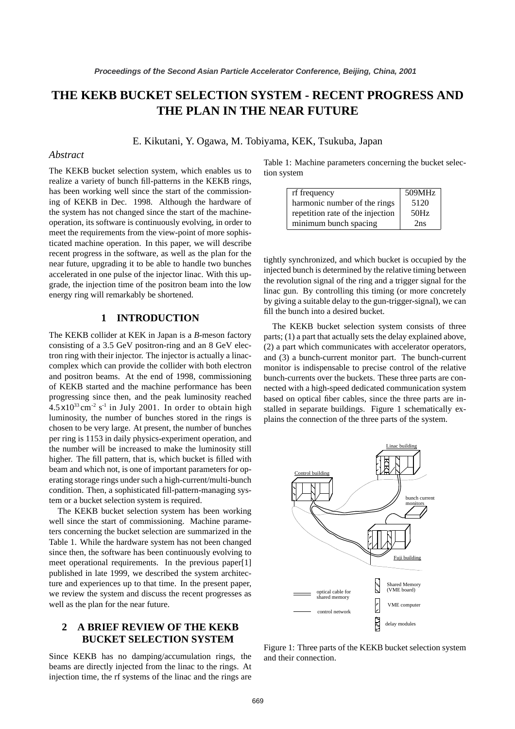# THE KEKB BUCKET SELECTION SYSTEM - RECENT PROGRESS AND THE PLAN IN THE NEAR FUTURE

E. Kikutani, Y. Ogawa, M. Tobiyama, KEK, Tsukuba, Japan

## *Abstract*

The KEKB bucket selection system, which enables us to realize a variety of bunch fill-patterns in the KEKB rings, has been working well since the start of the commissioning of KEKB in Dec. 1998. Although the hardware of the system has not changed since the start of the machine-operation, its software is continuously evolving, in order to meet the requirements from the view-point of more sophisticated machine operation. In this paper, we will describe recent progress in the software, as well as the plan for the near future, upgrading it to be able to handle two bunches accelerated in one pulse of the injector linac. With this upgrade, the injection time of the positron beam into the low energy ring will remarkably be shortened.

## 1 INTRODUCTION

The KEKB collider at KEK in Japan is a *B*-meson factory consisting of a 3.5 GeV positron-ring and an 8 GeV electron ring with their injector. The injector is actually a linac-complex which can provide the collider with both electron and positron beams. At the end of 1998, commissioning of KEKB started and the machine performance has been progressing since then, and the peak luminosity reached $4.5 \times 10^{33}\,\mathrm{cm}^{-2}\,\mathrm{s}^{-1}$ in July 2001. In order to obtain high luminosity, the number of bunches stored in the rings is chosen to be very large. At present, the number of bunches per ring is 1153 in daily physics-experiment operation, and the number will be increased to make the luminosity still higher. The fill pattern, that is, which bucket is filled with beam and which not, is one of important parameters for operating storage rings under such a high-current/multi-bunch condition. Then, a sophisticated fill-pattern-managing system or a bucket selection system is required.

The KEKB bucket selection system has been working well since the start of commissioning. Machine parameters concerning the bucket selection are summarized in the Table 1. While the hardware system has not been changed since then, the software has been continuously evolving to meet operational requirements. In the previous paper[1] published in late 1999, we described the system architecture and experiences up to that time. In the present paper, we review the system and discuss the recent progresses as well as the plan for the near future.

## 2 A BRIEF REVIEW OF THE KEKB BUCKET SELECTION SYSTEM

Since KEKB has no damping/accumulation rings, the beams are directly injected from the linac to the rings. At injection time, the rf systems of the linac and the rings are tightly synchronized, and which bucket is occupied by the injected bunch is determined by the relative timing between the revolution signal of the ring and a trigger signal for the linac gun. By controlling this timing (or more concretely by giving a suitable delay to the gun-trigger-signal), we can fill the bunch into a desired bucket.

Table 1: Machine parameters concerning the bucket selection system

| | |
|---|---|
| rf frequency | 509MHz |
| harmonic number of the rings | 5120 |
| repetition rate of the injection | 50Hz |
| minimum bunch spacing | 2ns |

The KEKB bucket selection system consists of three parts; (1) a part that actually sets the delay explained above, (2) a part which communicates with accelerator operators, and (3) a bunch-current monitor part. The bunch-current monitor is indispensable to precise control of the relative bunch-currents over the buckets. These three parts are connected with a high-speed dedicated communication system based on optical fiber cables, since the three parts are installed in separate buildings. Figure 1 schematically explains the connection of the three parts of the system.

Figure 1: Three parts of the KEKB bucket selection system and their connection.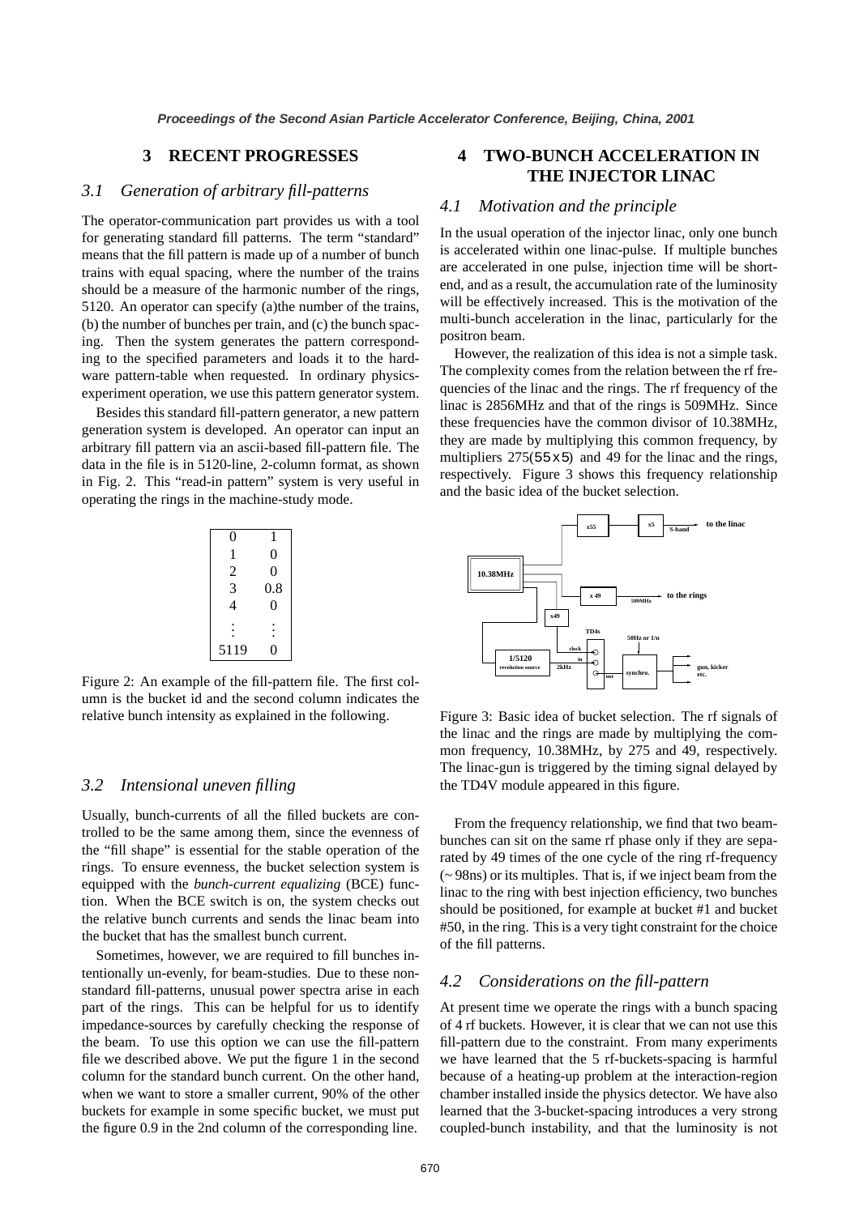## 3 RECENT PROGRESSES

### 3.1 Generation of arbitrary fill-patterns

The operator-communication part provides us with a tool for generating standard fill patterns. The term "standard" means that the fill pattern is made up of a number of bunch trains with equal spacing, where the number of the trains should be a measure of the harmonic number of the rings, 5120. An operator can specify (a)the number of the trains, (b) the number of bunches per train, and (c) the bunch spacing. Then the system generates the pattern corresponding to the specified parameters and loads it to the hardware pattern-table when requested. In ordinary physics-experiment operation, we use this pattern generator system.

Besides this standard fill-pattern generator, a new pattern generation system is developed. An operator can input an arbitrary fill pattern via an ascii-based fill-pattern file. The data in the file is in 5120-line, 2-column format, as shown in Fig. 2. This "read-in pattern" system is very useful in operating the rings in the machine-study mode.

| | |
|---|---|
| 0 | 1 |
| 1 | 0 |
| 2 | 0 |
| 3 | 0.8 |
| 4 | 0 |
| ⋮ | ⋮ |
| 5119 | 0 |

Figure 2: An example of the fill-pattern file. The first column is the bucket id and the second column indicates the relative bunch intensity as explained in the following.

### 3.2 Intensional uneven filling

Usually, bunch-currents of all the filled buckets are controlled to be the same among them, since the evenness of the "fill shape" is essential for the stable operation of the rings. To ensure evenness, the bucket selection system is equipped with the *bunch-current equalizing* (BCE) function. When the BCE switch is on, the system checks out the relative bunch currents and sends the linac beam into the bucket that has the smallest bunch current.

Sometimes, however, we are required to fill bunches intentionally un-evenly, for beam-studies. Due to these non-standard fill-patterns, unusual power spectra arise in each part of the rings. This can be helpful for us to identify impedance-sources by carefully checking the response of the beam. To use this option we can use the fill-pattern file we described above. We put the figure 1 in the second column for the standard bunch current. On the other hand, when we want to store a smaller current, 90% of the other buckets for example in some specific bucket, we must put the figure 0.9 in the 2nd column of the corresponding line.

## 4 TWO-BUNCH ACCELERATION IN THE INJECTOR LINAC

### 4.1 Motivation and the principle

In the usual operation of the injector linac, only one bunch is accelerated within one linac-pulse. If multiple bunches are accelerated in one pulse, injection time will be shortend, and as a result, the accumulation rate of the luminosity will be effectively increased. This is the motivation of the multi-bunch acceleration in the linac, particularly for the positron beam.

However, the realization of this idea is not a simple task. The complexity comes from the relation between the rf frequencies of the linac and the rings. The rf frequency of the linac is 2856MHz and that of the rings is 509MHz. Since these frequencies have the common divisor of 10.38MHz, they are made by multiplying this common frequency, by multipliers 275(55x5) and 49 for the linac and the rings, respectively. Figure 3 shows this frequency relationship and the basic idea of the bucket selection.

Figure 3: Basic idea of bucket selection. The rf signals of the linac and the rings are made by multiplying the common frequency, 10.38MHz, by 275 and 49, respectively. The linac-gun is triggered by the timing signal delayed by the TD4V module appeared in this figure.

From the frequency relationship, we find that two beam-bunches can sit on the same rf phase only if they are separated by 49 times of the one cycle of the ring rf-frequency (~ 98ns) or its multiples. That is, if we inject beam from the linac to the ring with best injection efficiency, two bunches should be positioned, for example at bucket #1 and bucket #50, in the ring. This is a very tight constraint for the choice of the fill patterns.

### 4.2 Considerations on the fill-pattern

At present time we operate the rings with a bunch spacing of 4 rf buckets. However, it is clear that we can not use this fill-pattern due to the constraint. From many experiments we have learned that the 5 rf-buckets-spacing is harmful because of a heating-up problem at the interaction-region chamber installed inside the physics detector. We have also learned that the 3-bucket-spacing introduces a very strong coupled-bunch instability, and that the luminosity is not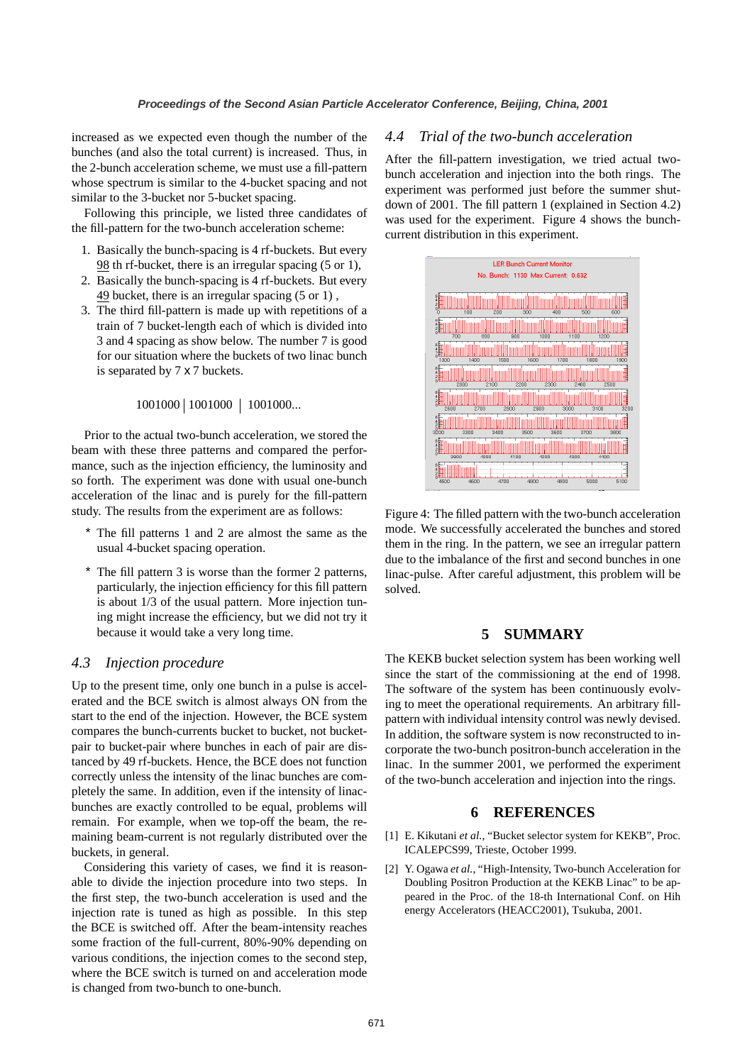increased as we expected even though the number of the bunches (and also the total current) is increased. Thus, in the 2-bunch acceleration scheme, we must use a fill-pattern whose spectrum is similar to the 4-bucket spacing and not similar to the 3-bucket nor 5-bucket spacing.

Following this principle, we listed three candidates of the fill-pattern for the two-bunch acceleration scheme:

1. Basically the bunch-spacing is 4 rf-buckets. But every 98 th rf-bucket, there is an irregular spacing (5 or 1),
2. Basically the bunch-spacing is 4 rf-buckets. But every 49 bucket, there is an irregular spacing (5 or 1) ,
3. The third fill-pattern is made up with repetitions of a train of 7 bucket-length each of which is divided into 3 and 4 spacing as show below. The number 7 is good for our situation where the buckets of two linac bunch is separated by 7 x 7 buckets.

1001000 | 1001000 | 1001000...

Prior to the actual two-bunch acceleration, we stored the beam with these three patterns and compared the performance, such as the injection efficiency, the luminosity and so forth. The experiment was done with usual one-bunch acceleration of the linac and is purely for the fill-pattern study. The results from the experiment are as follows:

* The fill patterns 1 and 2 are almost the same as the usual 4-bucket spacing operation.
* The fill pattern 3 is worse than the former 2 patterns, particularly, the injection efficiency for this fill pattern is about 1/3 of the usual pattern. More injection tuning might increase the efficiency, but we did not try it because it would take a very long time.

### 4.3 Injection procedure

Up to the present time, only one bunch in a pulse is accelerated and the BCE switch is almost always ON from the start to the end of the injection. However, the BCE system compares the bunch-currents bucket to bucket, not bucket-pair to bucket-pair where bunches in each of pair are distanced by 49 rf-buckets. Hence, the BCE does not function correctly unless the intensity of the linac bunches are completely the same. In addition, even if the intensity of linac-bunches are exactly controlled to be equal, problems will remain. For example, when we top-off the beam, the remaining beam-current is not regularly distributed over the buckets, in general.

Considering this variety of cases, we find it is reasonable to divide the injection procedure into two steps. In the first step, the two-bunch acceleration is used and the injection rate is tuned as high as possible. In this step the BCE is switched off. After the beam-intensity reaches some fraction of the full-current, 80%-90% depending on various conditions, the injection comes to the second step, where the BCE switch is turned on and acceleration mode is changed from two-bunch to one-bunch.

### 4.4 Trial of the two-bunch acceleration

After the fill-pattern investigation, we tried actual two-bunch acceleration and injection into the both rings. The experiment was performed just before the summer shutdown of 2001. The fill pattern 1 (explained in Section 4.2) was used for the experiment. Figure 4 shows the bunch-current distribution in this experiment.

LER Bunch Current Monitor
No. Bunch: 1130 Max Current: 0.632

Figure 4: The filled pattern with the two-bunch acceleration mode. We successfully accelerated the bunches and stored them in the ring. In the pattern, we see an irregular pattern due to the imbalance of the first and second bunches in one linac-pulse. After careful adjustment, this problem will be solved.

## 5 SUMMARY

The KEKB bucket selection system has been working well since the start of the commissioning at the end of 1998. The software of the system has been continuously evolving to meet the operational requirements. An arbitrary fill-pattern with individual intensity control was newly devised. In addition, the software system is now reconstructed to incorporate the two-bunch positron-bunch acceleration in the linac. In the summer 2001, we performed the experiment of the two-bunch acceleration and injection into the rings.

## 6 REFERENCES

[1] E. Kikutani *et al.*, "Bucket selector system for KEKB", Proc. ICALEPCS99, Trieste, October 1999.

[2] Y. Ogawa *et al.*, "High-Intensity, Two-bunch Acceleration for Doubling Positron Production at the KEKB Linac" to be appeared in the Proc. of the 18-th International Conf. on Hih energy Accelerators (HEACC2001), Tsukuba, 2001.